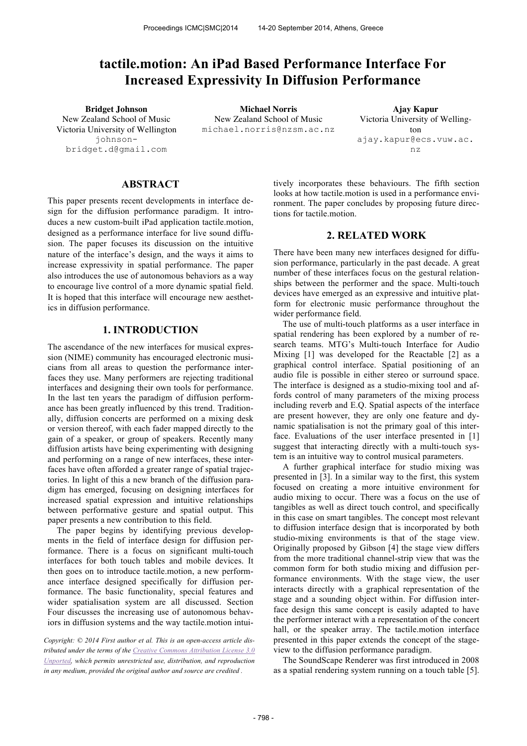# tactile.motion: An iPad Based Performance Interface For Increased Expressivity In Diffusion Performance

**Bridget Johnson**
New Zealand School of Music
Victoria University of Wellington
johnson-bridget.d@gmail.com

**Michael Norris**
New Zealand School of Music
michael.norris@nzsm.ac.nz

**Ajay Kapur**
Victoria University of Wellington
ajay.kapur@ecs.vuw.ac.nz

## ABSTRACT

This paper presents recent developments in interface design for the diffusion performance paradigm. It introduces a new custom-built iPad application tactile.motion, designed as a performance interface for live sound diffusion. The paper focuses its discussion on the intuitive nature of the interface's design, and the ways it aims to increase expressivity in spatial performance. The paper also introduces the use of autonomous behaviors as a way to encourage live control of a more dynamic spatial field. It is hoped that this interface will encourage new aesthetics in diffusion performance.

## 1. INTRODUCTION

The ascendance of the new interfaces for musical expression (NIME) community has encouraged electronic musicians from all areas to question the performance interfaces they use. Many performers are rejecting traditional interfaces and designing their own tools for performance. In the last ten years the paradigm of diffusion performance has been greatly influenced by this trend. Traditionally, diffusion concerts are performed on a mixing desk or version thereof, with each fader mapped directly to the gain of a speaker, or group of speakers. Recently many diffusion artists have being experimenting with designing and performing on a range of new interfaces, these interfaces have often afforded a greater range of spatial trajectories. In light of this a new branch of the diffusion paradigm has emerged, focusing on designing interfaces for increased spatial expression and intuitive relationships between performative gesture and spatial output. This paper presents a new contribution to this field.

The paper begins by identifying previous developments in the field of interface design for diffusion performance. There is a focus on significant multi-touch interfaces for both touch tables and mobile devices. It then goes on to introduce tactile.motion, a new performance interface designed specifically for diffusion performance. The basic functionality, special features and wider spatialisation system are all discussed. Section Four discusses the increasing use of autonomous behaviors in diffusion systems and the way tactile.motion intuitively incorporates these behaviours. The fifth section looks at how tactile.motion is used in a performance environment. The paper concludes by proposing future directions for tactile.motion.

*Copyright: © 2014 First author et al. This is an open-access article distributed under the terms of the Creative Commons Attribution License 3.0 Unported, which permits unrestricted use, distribution, and reproduction in any medium, provided the original author and source are credited.*

## 2. RELATED WORK

There have been many new interfaces designed for diffusion performance, particularly in the past decade. A great number of these interfaces focus on the gestural relationships between the performer and the space. Multi-touch devices have emerged as an expressive and intuitive platform for electronic music performance throughout the wider performance field.

The use of multi-touch platforms as a user interface in spatial rendering has been explored by a number of research teams. MTG's Multi-touch Interface for Audio Mixing [1] was developed for the Reactable [2] as a graphical control interface. Spatial positioning of an audio file is possible in either stereo or surround space. The interface is designed as a studio-mixing tool and affords control of many parameters of the mixing process including reverb and E.Q. Spatial aspects of the interface are present however, they are only one feature and dynamic spatialisation is not the primary goal of this interface. Evaluations of the user interface presented in [1] suggest that interacting directly with a multi-touch system is an intuitive way to control musical parameters.

A further graphical interface for studio mixing was presented in [3]. In a similar way to the first, this system focused on creating a more intuitive environment for audio mixing to occur. There was a focus on the use of tangibles as well as direct touch control, and specifically in this case on smart tangibles. The concept most relevant to diffusion interface design that is incorporated by both studio-mixing environments is that of the stage view. Originally proposed by Gibson [4] the stage view differs from the more traditional channel-strip view that was the common form for both studio mixing and diffusion performance environments. With the stage view, the user interacts directly with a graphical representation of the stage and a sounding object within. For diffusion interface design this same concept is easily adapted to have the performer interact with a representation of the concert hall, or the speaker array. The tactile.motion interface presented in this paper extends the concept of the stage-view to the diffusion performance paradigm.

The SoundScape Renderer was first introduced in 2008 as a spatial rendering system running on a touch table [5].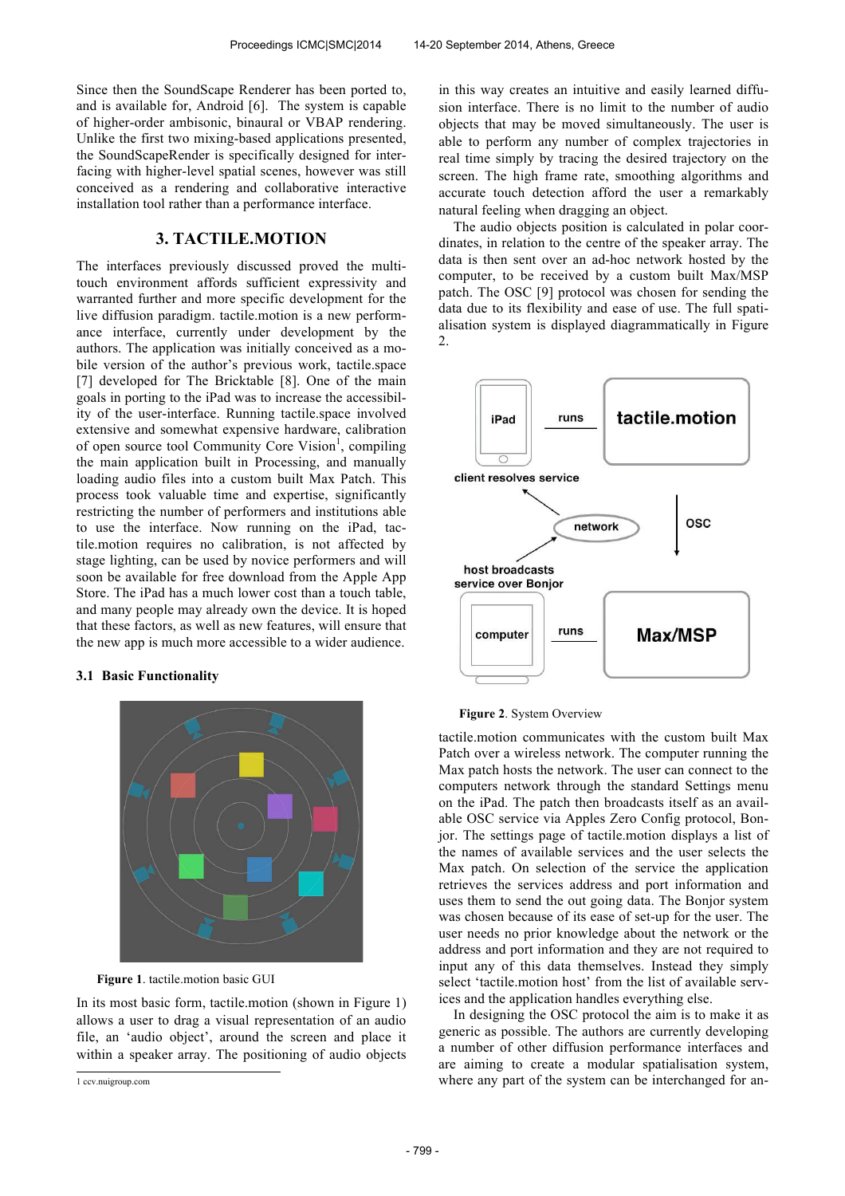Since then the SoundScape Renderer has been ported to, and is available for, Android [6]. The system is capable of higher-order ambisonic, binaural or VBAP rendering. Unlike the first two mixing-based applications presented, the SoundScapeRender is specifically designed for interfacing with higher-level spatial scenes, however was still conceived as a rendering and collaborative interactive installation tool rather than a performance interface.

## 3. TACTILE.MOTION

The interfaces previously discussed proved the multi-touch environment affords sufficient expressivity and warranted further and more specific development for the live diffusion paradigm. tactile.motion is a new performance interface, currently under development by the authors. The application was initially conceived as a mobile version of the author's previous work, tactile.space [7] developed for The Bricktable [8]. One of the main goals in porting to the iPad was to increase the accessibility of the user-interface. Running tactile.space involved extensive and somewhat expensive hardware, calibration of open source tool Community Core Vision[1], compiling the main application built in Processing, and manually loading audio files into a custom built Max Patch. This process took valuable time and expertise, significantly restricting the number of performers and institutions able to use the interface. Now running on the iPad, tactile.motion requires no calibration, is not affected by stage lighting, can be used by novice performers and will soon be available for free download from the Apple App Store. The iPad has a much lower cost than a touch table, and many people may already own the device. It is hoped that these factors, as well as new features, will ensure that the new app is much more accessible to a wider audience.

### 3.1 Basic Functionality

**Figure 1**. tactile.motion basic GUI

In its most basic form, tactile.motion (shown in Figure 1) allows a user to drag a visual representation of an audio file, an 'audio object', around the screen and place it within a speaker array. The positioning of audio objects in this way creates an intuitive and easily learned diffusion interface. There is no limit to the number of audio objects that may be moved simultaneously. The user is able to perform any number of complex trajectories in real time simply by tracing the desired trajectory on the screen. The high frame rate, smoothing algorithms and accurate touch detection afford the user a remarkably natural feeling when dragging an object.

The audio objects position is calculated in polar coordinates, in relation to the centre of the speaker array. The data is then sent over an ad-hoc network hosted by the computer, to be received by a custom built Max/MSP patch. The OSC [9] protocol was chosen for sending the data due to its flexibility and ease of use. The full spatialisation system is displayed diagrammatically in Figure 2.

**Figure 2**. System Overview

tactile.motion communicates with the custom built Max Patch over a wireless network. The computer running the Max patch hosts the network. The user can connect to the computers network through the standard Settings menu on the iPad. The patch then broadcasts itself as an available OSC service via Apples Zero Config protocol, Bonjor. The settings page of tactile.motion displays a list of the names of available services and the user selects the Max patch. On selection of the service the application retrieves the services address and port information and uses them to send the out going data. The Bonjor system was chosen because of its ease of set-up for the user. The user needs no prior knowledge about the network or the address and port information and they are not required to input any of this data themselves. Instead they simply select 'tactile.motion host' from the list of available services and the application handles everything else.

In designing the OSC protocol the aim is to make it as generic as possible. The authors are currently developing a number of other diffusion performance interfaces and are aiming to create a modular spatialisation system, where any part of the system can be interchanged for an-

1 ccv.nuigroup.com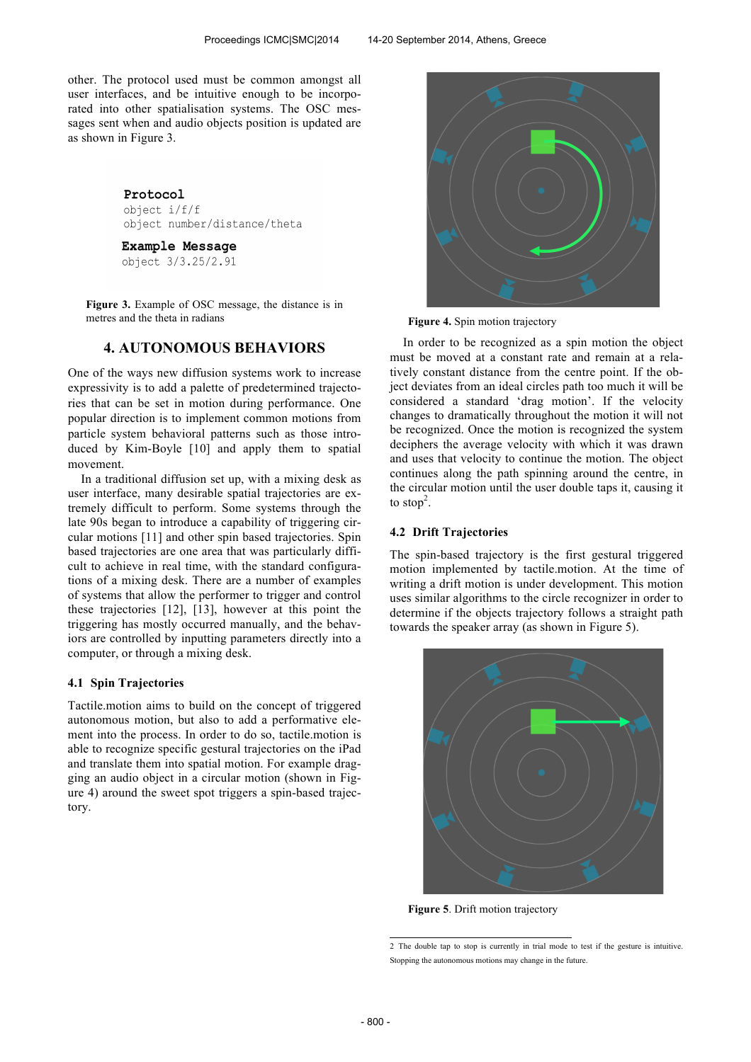other. The protocol used must be common amongst all user interfaces, and be intuitive enough to be incorporated into other spatialisation systems. The OSC messages sent when and audio objects position is updated are as shown in Figure 3.

```
Protocol
object i/f/f
object number/distance/theta

Example Message
object 3/3.25/2.91
```

**Figure 3.** Example of OSC message, the distance is in metres and the theta in radians

## 4. AUTONOMOUS BEHAVIORS

One of the ways new diffusion systems work to increase expressivity is to add a palette of predetermined trajectories that can be set in motion during performance. One popular direction is to implement common motions from particle system behavioral patterns such as those introduced by Kim-Boyle [10] and apply them to spatial movement.

In a traditional diffusion set up, with a mixing desk as user interface, many desirable spatial trajectories are extremely difficult to perform. Some systems through the late 90s began to introduce a capability of triggering circular motions [11] and other spin based trajectories. Spin based trajectories are one area that was particularly difficult to achieve in real time, with the standard configurations of a mixing desk. There are a number of examples of systems that allow the performer to trigger and control these trajectories [12], [13], however at this point the triggering has mostly occurred manually, and the behaviors are controlled by inputting parameters directly into a computer, or through a mixing desk.

### 4.1 Spin Trajectories

Tactile.motion aims to build on the concept of triggered autonomous motion, but also to add a performative element into the process. In order to do so, tactile.motion is able to recognize specific gestural trajectories on the iPad and translate them into spatial motion. For example dragging an audio object in a circular motion (shown in Figure 4) around the sweet spot triggers a spin-based trajectory.

**Figure 4.** Spin motion trajectory

In order to be recognized as a spin motion the object must be moved at a constant rate and remain at a relatively constant distance from the centre point. If the object deviates from an ideal circles path too much it will be considered a standard 'drag motion'. If the velocity changes to dramatically throughout the motion it will not be recognized. Once the motion is recognized the system deciphers the average velocity with which it was drawn and uses that velocity to continue the motion. The object continues along the path spinning around the centre, in the circular motion until the user double taps it, causing it to stop[2].

### 4.2 Drift Trajectories

The spin-based trajectory is the first gestural triggered motion implemented by tactile.motion. At the time of writing a drift motion is under development. This motion uses similar algorithms to the circle recognizer in order to determine if the objects trajectory follows a straight path towards the speaker array (as shown in Figure 5).

**Figure 5**. Drift motion trajectory

2 The double tap to stop is currently in trial mode to test if the gesture is intuitive. Stopping the autonomous motions may change in the future.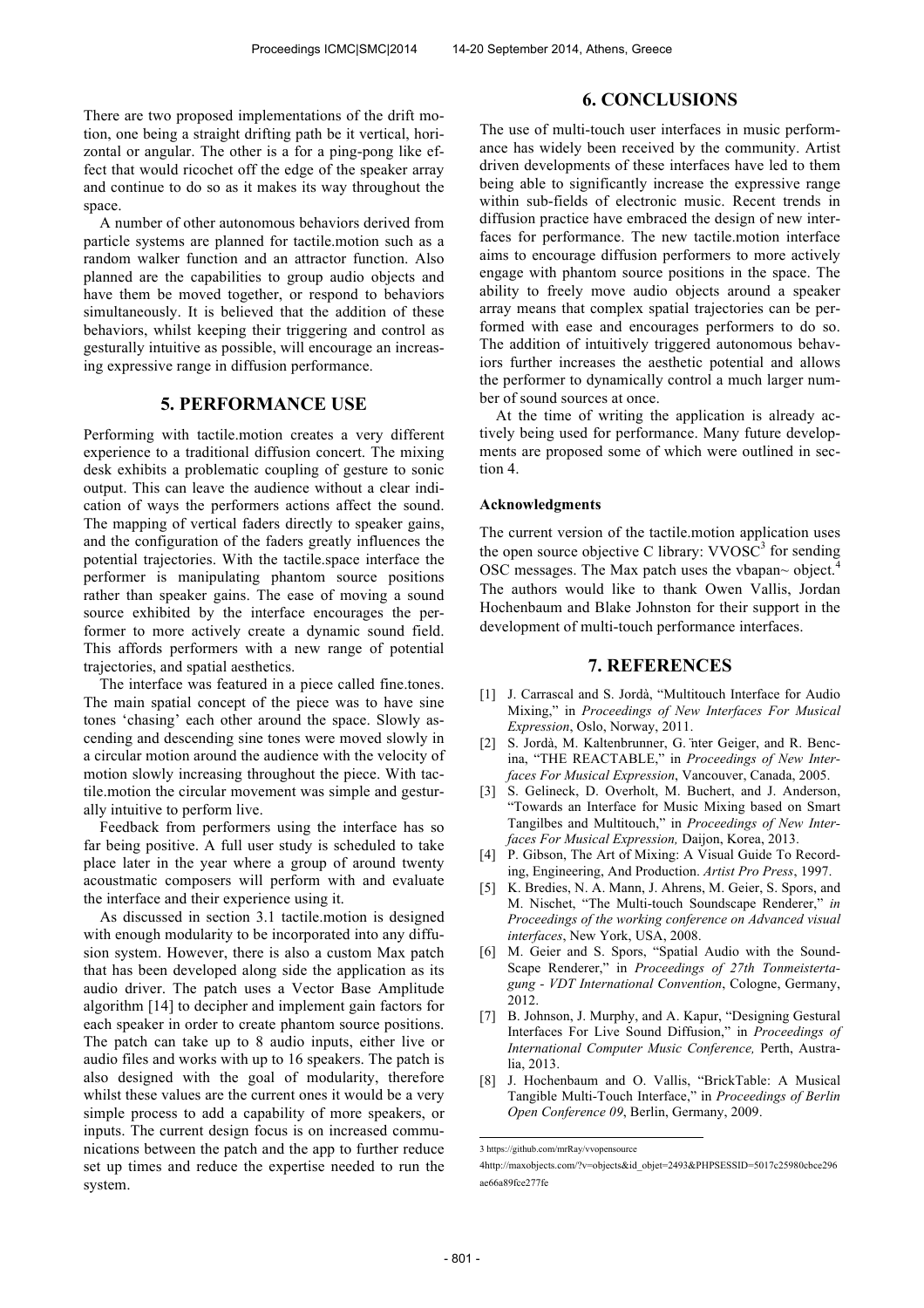There are two proposed implementations of the drift motion, one being a straight drifting path be it vertical, horizontal or angular. The other is a for a ping-pong like effect that would ricochet off the edge of the speaker array and continue to do so as it makes its way throughout the space.

A number of other autonomous behaviors derived from particle systems are planned for tactile.motion such as a random walker function and an attractor function. Also planned are the capabilities to group audio objects and have them be moved together, or respond to behaviors simultaneously. It is believed that the addition of these behaviors, whilst keeping their triggering and control as gesturally intuitive as possible, will encourage an increasing expressive range in diffusion performance.

## 5. PERFORMANCE USE

Performing with tactile.motion creates a very different experience to a traditional diffusion concert. The mixing desk exhibits a problematic coupling of gesture to sonic output. This can leave the audience without a clear indication of ways the performers actions affect the sound. The mapping of vertical faders directly to speaker gains, and the configuration of the faders greatly influences the potential trajectories. With the tactile.space interface the performer is manipulating phantom source positions rather than speaker gains. The ease of moving a sound source exhibited by the interface encourages the performer to more actively create a dynamic sound field. This affords performers with a new range of potential trajectories, and spatial aesthetics.

The interface was featured in a piece called fine.tones. The main spatial concept of the piece was to have sine tones 'chasing' each other around the space. Slowly ascending and descending sine tones were moved slowly in a circular motion around the audience with the velocity of motion slowly increasing throughout the piece. With tactile.motion the circular movement was simple and gesturally intuitive to perform live.

Feedback from performers using the interface has so far being positive. A full user study is scheduled to take place later in the year where a group of around twenty acoustmatic composers will perform with and evaluate the interface and their experience using it.

As discussed in section 3.1 tactile.motion is designed with enough modularity to be incorporated into any diffusion system. However, there is also a custom Max patch that has been developed along side the application as its audio driver. The patch uses a Vector Base Amplitude algorithm [14] to decipher and implement gain factors for each speaker in order to create phantom source positions. The patch can take up to 8 audio inputs, either live or audio files and works with up to 16 speakers. The patch is also designed with the goal of modularity, therefore whilst these values are the current ones it would be a very simple process to add a capability of more speakers, or inputs. The current design focus is on increased communications between the patch and the app to further reduce set up times and reduce the expertise needed to run the system.

## 6. CONCLUSIONS

The use of multi-touch user interfaces in music performance has widely been received by the community. Artist driven developments of these interfaces have led to them being able to significantly increase the expressive range within sub-fields of electronic music. Recent trends in diffusion practice have embraced the design of new interfaces for performance. The new tactile.motion interface aims to encourage diffusion performers to more actively engage with phantom source positions in the space. The ability to freely move audio objects around a speaker array means that complex spatial trajectories can be performed with ease and encourages performers to do so. The addition of intuitively triggered autonomous behaviors further increases the aesthetic potential and allows the performer to dynamically control a much larger number of sound sources at once.

At the time of writing the application is already actively being used for performance. Many future developments are proposed some of which were outlined in section 4.

#### Acknowledgments

The current version of the tactile.motion application uses the open source objective C library: VVOSC[3] for sending OSC messages. The Max patch uses the vbapan~ object.[4] The authors would like to thank Owen Vallis, Jordan Hochenbaum and Blake Johnston for their support in the development of multi-touch performance interfaces.

## 7. REFERENCES

[1] J. Carrascal and S. Jordà, "Multitouch Interface for Audio Mixing," in *Proceedings of New Interfaces For Musical Expression*, Oslo, Norway, 2011.

[2] S. Jordà, M. Kaltenbrunner, G. ̈nter Geiger, and R. Bencina, "THE REACTABLE," in *Proceedings of New Interfaces For Musical Expression*, Vancouver, Canada, 2005.

[3] S. Gelineck, D. Overholt, M. Buchert, and J. Anderson, "Towards an Interface for Music Mixing based on Smart Tangilbes and Multitouch," in *Proceedings of New Interfaces For Musical Expression,* Daijon, Korea, 2013.

[4] P. Gibson, The Art of Mixing: A Visual Guide To Recording, Engineering, And Production. *Artist Pro Press*, 1997.

[5] K. Bredies, N. A. Mann, J. Ahrens, M. Geier, S. Spors, and M. Nischet, "The Multi-touch Soundscape Renderer," *in Proceedings of the working conference on Advanced visual interfaces*, New York, USA, 2008.

[6] M. Geier and S. Spors, "Spatial Audio with the SoundScape Renderer," in *Proceedings of 27th Tonmeistertagung - VDT International Convention*, Cologne, Germany, 2012.

[7] B. Johnson, J. Murphy, and A. Kapur, "Designing Gestural Interfaces For Live Sound Diffusion," in *Proceedings of International Computer Music Conference,* Perth, Australia, 2013.

[8] J. Hochenbaum and O. Vallis, "BrickTable: A Musical Tangible Multi-Touch Interface," in *Proceedings of Berlin Open Conference 09*, Berlin, Germany, 2009.

---

3 https://github.com/mrRay/vvopensource

4http://maxobjects.com/?v=objects&id_objet=2493&PHPSESSID=5017c25980cbce296ae66a89fce277fe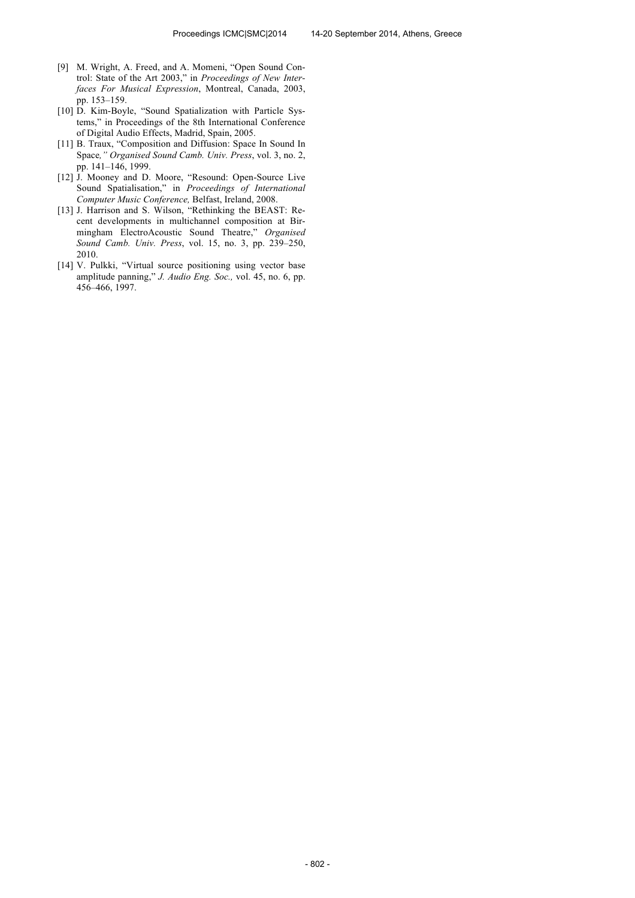[9] M. Wright, A. Freed, and A. Momeni, "Open Sound Control: State of the Art 2003," in *Proceedings of New Interfaces For Musical Expression*, Montreal, Canada, 2003, pp. 153–159.

[10] D. Kim-Boyle, "Sound Spatialization with Particle Systems," in Proceedings of the 8th International Conference of Digital Audio Effects, Madrid, Spain, 2005.

[11] B. Traux, "Composition and Diffusion: Space In Sound In Space*," Organised Sound Camb. Univ. Press*, vol. 3, no. 2, pp. 141–146, 1999.

[12] J. Mooney and D. Moore, "Resound: Open-Source Live Sound Spatialisation," in *Proceedings of International Computer Music Conference,* Belfast, Ireland, 2008.

[13] J. Harrison and S. Wilson, "Rethinking the BEAST: Recent developments in multichannel composition at Birmingham ElectroAcoustic Sound Theatre," *Organised Sound Camb. Univ. Press*, vol. 15, no. 3, pp. 239–250, 2010.

[14] V. Pulkki, "Virtual source positioning using vector base amplitude panning," *J. Audio Eng. Soc.,* vol. 45, no. 6, pp. 456–466, 1997.